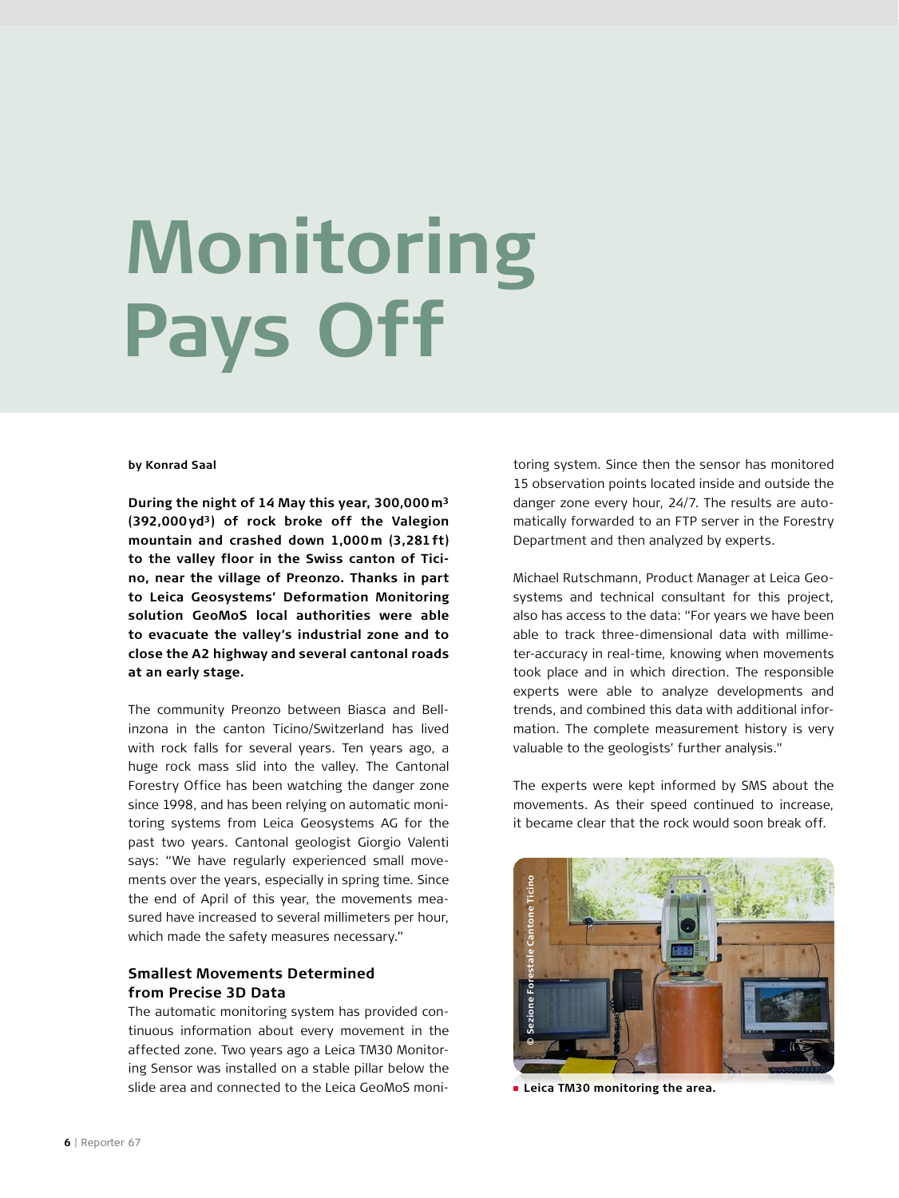# Monitoring Pays Off

**by Konrad Saal**

**During the night of 14 May this year, 300,000 m³ (392,000 yd³) of rock broke off the Valegion mountain and crashed down 1,000 m (3,281 ft) to the valley floor in the Swiss canton of Ticino, near the village of Preonzo. Thanks in part to Leica Geosystems' Deformation Monitoring solution GeoMoS local authorities were able to evacuate the valley's industrial zone and to close the A2 highway and several cantonal roads at an early stage.**

The community Preonzo between Biasca and Bellinzona in the canton Ticino/Switzerland has lived with rock falls for several years. Ten years ago, a huge rock mass slid into the valley. The Cantonal Forestry Office has been watching the danger zone since 1998, and has been relying on automatic monitoring systems from Leica Geosystems AG for the past two years. Cantonal geologist Giorgio Valenti says: "We have regularly experienced small movements over the years, especially in spring time. Since the end of April of this year, the movements measured have increased to several millimeters per hour, which made the safety measures necessary."

## Smallest Movements Determined from Precise 3D Data

The automatic monitoring system has provided continuous information about every movement in the affected zone. Two years ago a Leica TM30 Monitoring Sensor was installed on a stable pillar below the slide area and connected to the Leica GeoMoS monitoring system. Since then the sensor has monitored 15 observation points located inside and outside the danger zone every hour, 24/7. The results are automatically forwarded to an FTP server in the Forestry Department and then analyzed by experts.

Michael Rutschmann, Product Manager at Leica Geosystems and technical consultant for this project, also has access to the data: "For years we have been able to track three-dimensional data with millimeter-accuracy in real-time, knowing when movements took place and in which direction. The responsible experts were able to analyze developments and trends, and combined this data with additional information. The complete measurement history is very valuable to the geologists' further analysis."

The experts were kept informed by SMS about the movements. As their speed continued to increase, it became clear that the rock would soon break off.

© Sezione Forestale Cantone Ticino

**Leica TM30 monitoring the area.**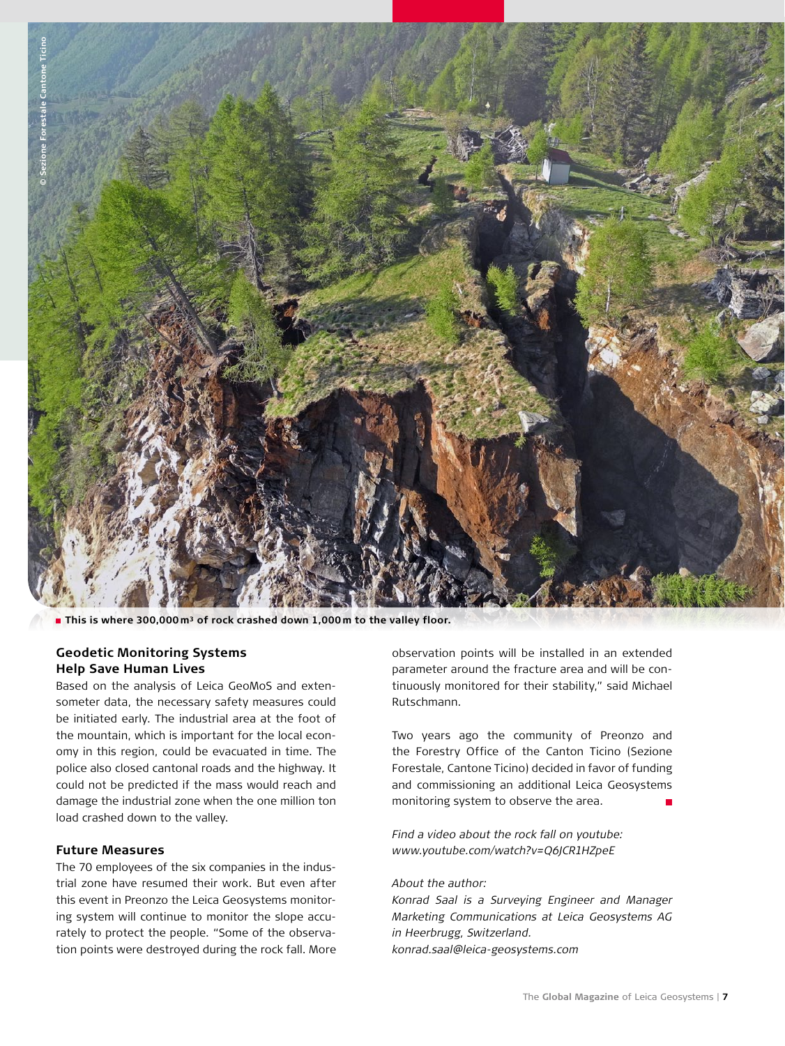This is where 300,000 m³ of rock crashed down 1,000 m to the valley floor.

## Geodetic Monitoring Systems Help Save Human Lives

Based on the analysis of Leica GeoMoS and extensometer data, the necessary safety measures could be initiated early. The industrial area at the foot of the mountain, which is important for the local economy in this region, could be evacuated in time. The police also closed cantonal roads and the highway. It could not be predicted if the mass would reach and damage the industrial zone when the one million ton load crashed down to the valley.

## Future Measures

The 70 employees of the six companies in the industrial zone have resumed their work. But even after this event in Preonzo the Leica Geosystems monitoring system will continue to monitor the slope accurately to protect the people. "Some of the observation points were destroyed during the rock fall. More observation points will be installed in an extended parameter around the fracture area and will be continuously monitored for their stability," said Michael Rutschmann.

Two years ago the community of Preonzo and the Forestry Office of the Canton Ticino (Sezione Forestale, Cantone Ticino) decided in favor of funding and commissioning an additional Leica Geosystems monitoring system to observe the area.

*Find a video about the rock fall on youtube: www.youtube.com/watch?v=Q6JCR1HZpeE*

*About the author:*
*Konrad Saal is a Surveying Engineer and Manager Marketing Communications at Leica Geosystems AG in Heerbrugg, Switzerland.*
*konrad.saal@leica-geosystems.com*